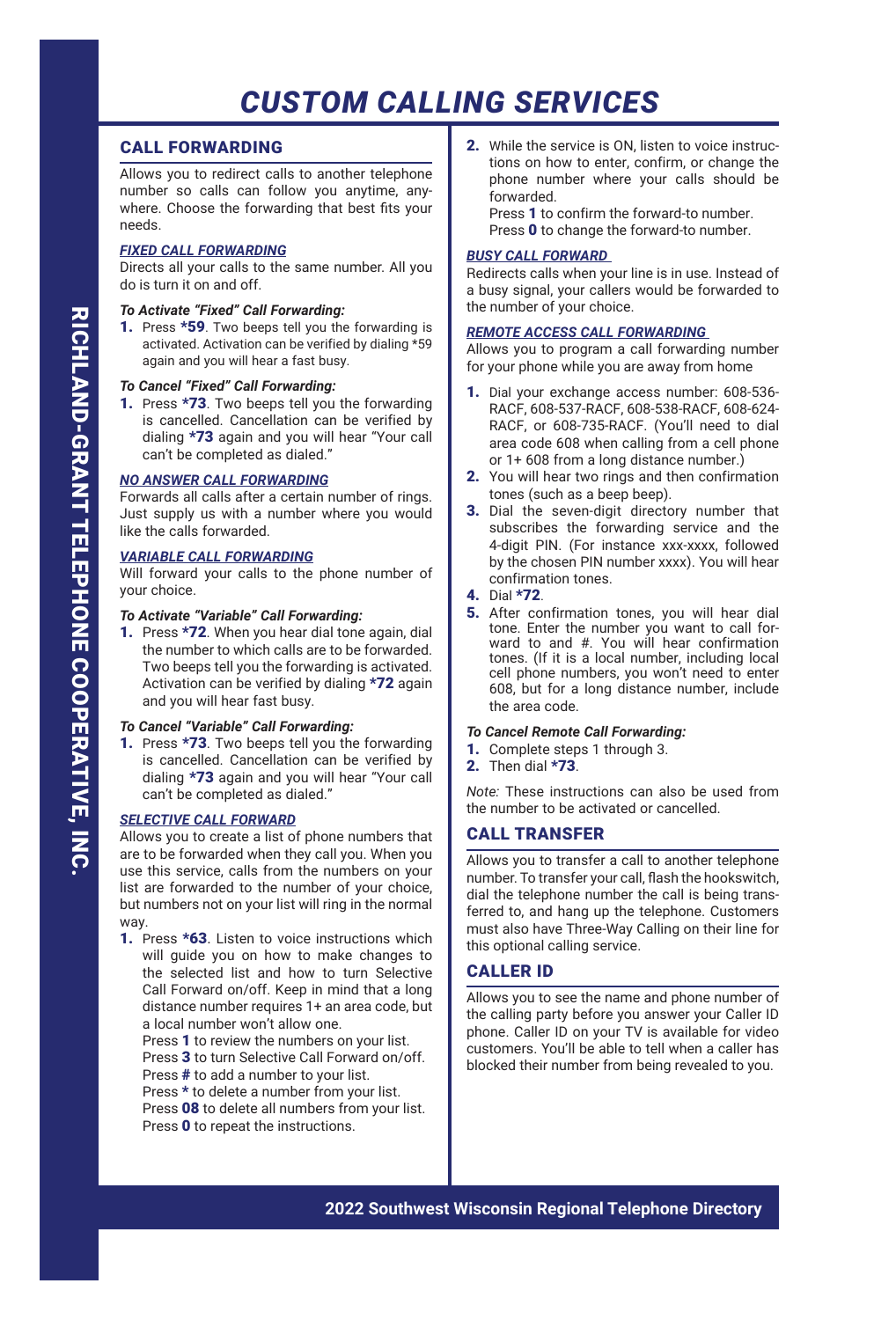# CUSTOM CALLING SERVICES

## CALL FORWARDING

Allows you to redirect calls to another telephone number so calls can follow you anytime, anywhere. Choose the forwarding that best fits your needs.

### FIXED CALL FORWARDING

Directs all your calls to the same number. All you do is turn it on and off.

***To Activate "Fixed" Call Forwarding:***

1. Press **\*59**. Two beeps tell you the forwarding is activated. Activation can be verified by dialing \*59 again and you will hear a fast busy.

***To Cancel "Fixed" Call Forwarding:***

1. Press **\*73**. Two beeps tell you the forwarding is cancelled. Cancellation can be verified by dialing **\*73** again and you will hear "Your call can't be completed as dialed."

### NO ANSWER CALL FORWARDING

Forwards all calls after a certain number of rings. Just supply us with a number where you would like the calls forwarded.

### VARIABLE CALL FORWARDING

Will forward your calls to the phone number of your choice.

***To Activate "Variable" Call Forwarding:***

1. Press **\*72**. When you hear dial tone again, dial the number to which calls are to be forwarded. Two beeps tell you the forwarding is activated. Activation can be verified by dialing **\*72** again and you will hear fast busy.

***To Cancel "Variable" Call Forwarding:***

1. Press **\*73**. Two beeps tell you the forwarding is cancelled. Cancellation can be verified by dialing **\*73** again and you will hear "Your call can't be completed as dialed."

### SELECTIVE CALL FORWARD

Allows you to create a list of phone numbers that are to be forwarded when they call you. When you use this service, calls from the numbers on your list are forwarded to the number of your choice, but numbers not on your list will ring in the normal way.

1. Press **\*63**. Listen to voice instructions which will guide you on how to make changes to the selected list and how to turn Selective Call Forward on/off. Keep in mind that a long distance number requires 1+ an area code, but a local number won't allow one.
   Press **1** to review the numbers on your list.
   Press **3** to turn Selective Call Forward on/off.
   Press **#** to add a number to your list.
   Press **\*** to delete a number from your list.
   Press **08** to delete all numbers from your list.
   Press **0** to repeat the instructions.
2. While the service is ON, listen to voice instructions on how to enter, confirm, or change the phone number where your calls should be forwarded.
   Press **1** to confirm the forward-to number.
   Press **0** to change the forward-to number.

### BUSY CALL FORWARD

Redirects calls when your line is in use. Instead of a busy signal, your callers would be forwarded to the number of your choice.

### REMOTE ACCESS CALL FORWARDING

Allows you to program a call forwarding number for your phone while you are away from home

1. Dial your exchange access number: 608-536-RACF, 608-537-RACF, 608-538-RACF, 608-624-RACF, or 608-735-RACF. (You'll need to dial area code 608 when calling from a cell phone or 1+ 608 from a long distance number.)
2. You will hear two rings and then confirmation tones (such as a beep beep).
3. Dial the seven-digit directory number that subscribes the forwarding service and the 4-digit PIN. (For instance xxx-xxxx, followed by the chosen PIN number xxxx). You will hear confirmation tones.
4. Dial **\*72**.
5. After confirmation tones, you will hear dial tone. Enter the number you want to call forward to and #. You will hear confirmation tones. (If it is a local number, including local cell phone numbers, you won't need to enter 608, but for a long distance number, include the area code.

***To Cancel Remote Call Forwarding:***

1. Complete steps 1 through 3.
2. Then dial **\*73**.

*Note:* These instructions can also be used from the number to be activated or cancelled.

## CALL TRANSFER

Allows you to transfer a call to another telephone number. To transfer your call, flash the hookswitch, dial the telephone number the call is being transferred to, and hang up the telephone. Customers must also have Three-Way Calling on their line for this optional calling service.

## CALLER ID

Allows you to see the name and phone number of the calling party before you answer your Caller ID phone. Caller ID on your TV is available for video customers. You'll be able to tell when a caller has blocked their number from being revealed to you.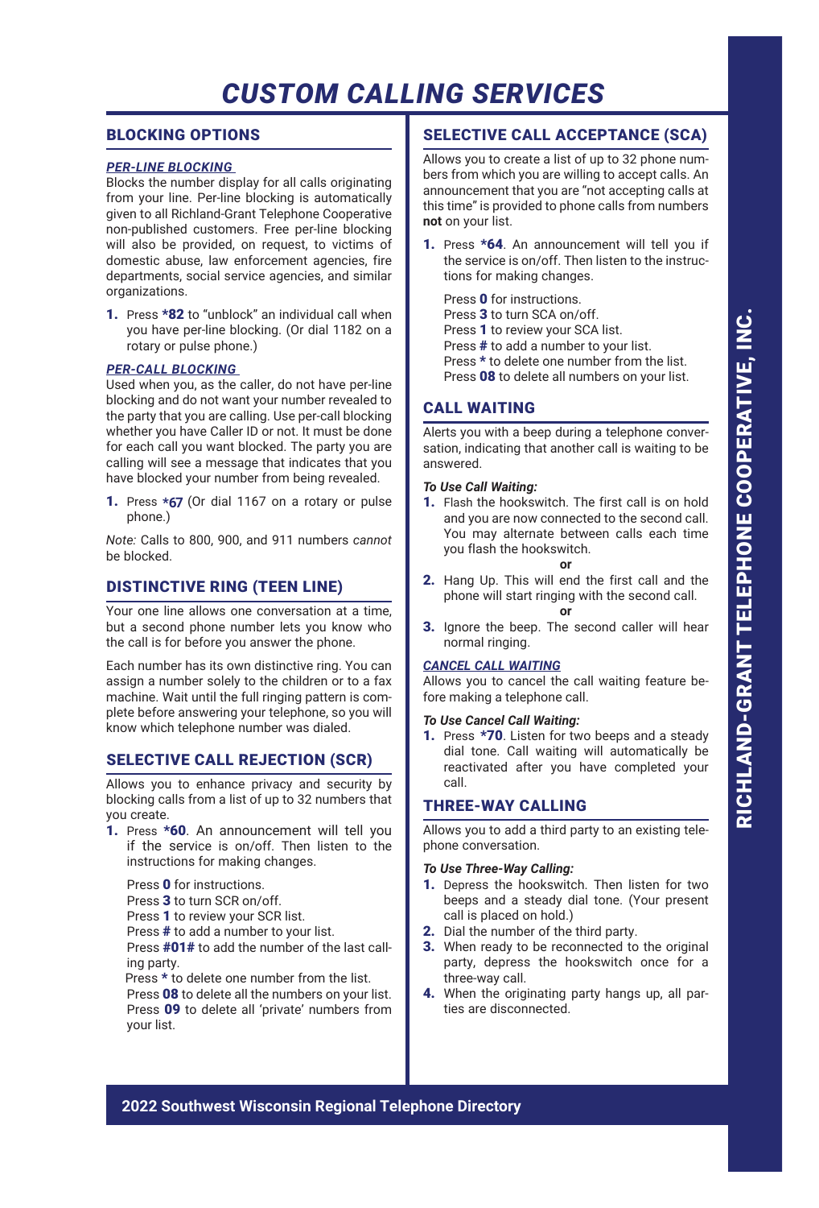# CUSTOM CALLING SERVICES

## BLOCKING OPTIONS

### *PER-LINE BLOCKING*

Blocks the number display for all calls originating from your line. Per-line blocking is automatically given to all Richland-Grant Telephone Cooperative non-published customers. Free per-line blocking will also be provided, on request, to victims of domestic abuse, law enforcement agencies, fire departments, social service agencies, and similar organizations.

1. Press **\*82** to "unblock" an individual call when you have per-line blocking. (Or dial 1182 on a rotary or pulse phone.)

### *PER-CALL BLOCKING*

Used when you, as the caller, do not have per-line blocking and do not want your number revealed to the party that you are calling. Use per-call blocking whether you have Caller ID or not. It must be done for each call you want blocked. The party you are calling will see a message that indicates that you have blocked your number from being revealed.

1. Press **\*67** (Or dial 1167 on a rotary or pulse phone.)

*Note:* Calls to 800, 900, and 911 numbers *cannot* be blocked.

## DISTINCTIVE RING (TEEN LINE)

Your one line allows one conversation at a time, but a second phone number lets you know who the call is for before you answer the phone.

Each number has its own distinctive ring. You can assign a number solely to the children or to a fax machine. Wait until the full ringing pattern is complete before answering your telephone, so you will know which telephone number was dialed.

## SELECTIVE CALL REJECTION (SCR)

Allows you to enhance privacy and security by blocking calls from a list of up to 32 numbers that you create.

1. Press **\*60**. An announcement will tell you if the service is on/off. Then listen to the instructions for making changes.

   Press **0** for instructions.
   Press **3** to turn SCR on/off.
   Press **1** to review your SCR list.
   Press **#** to add a number to your list.
   Press **#01#** to add the number of the last calling party.
   Press **\*** to delete one number from the list.
   Press **08** to delete all the numbers on your list.
   Press **09** to delete all 'private' numbers from your list.

## SELECTIVE CALL ACCEPTANCE (SCA)

Allows you to create a list of up to 32 phone numbers from which you are willing to accept calls. An announcement that you are "not accepting calls at this time" is provided to phone calls from numbers **not** on your list.

1. Press **\*64**. An announcement will tell you if the service is on/off. Then listen to the instructions for making changes.

   Press **0** for instructions.
   Press **3** to turn SCA on/off.
   Press **1** to review your SCA list.
   Press **#** to add a number to your list.
   Press **\*** to delete one number from the list.
   Press **08** to delete all numbers on your list.

## CALL WAITING

Alerts you with a beep during a telephone conversation, indicating that another call is waiting to be answered.

***To Use Call Waiting:***

1. Flash the hookswitch. The first call is on hold and you are now connected to the second call. You may alternate between calls each time you flash the hookswitch.

   **or**

2. Hang Up. This will end the first call and the phone will start ringing with the second call.

   **or**

3. Ignore the beep. The second caller will hear normal ringing.

### *CANCEL CALL WAITING*

Allows you to cancel the call waiting feature before making a telephone call.

***To Use Cancel Call Waiting:***

1. Press **\*70**. Listen for two beeps and a steady dial tone. Call waiting will automatically be reactivated after you have completed your call.

## THREE-WAY CALLING

Allows you to add a third party to an existing telephone conversation.

***To Use Three-Way Calling:***

1. Depress the hookswitch. Then listen for two beeps and a steady dial tone. (Your present call is placed on hold.)
2. Dial the number of the third party.
3. When ready to be reconnected to the original party, depress the hookswitch once for a three-way call.
4. When the originating party hangs up, all parties are disconnected.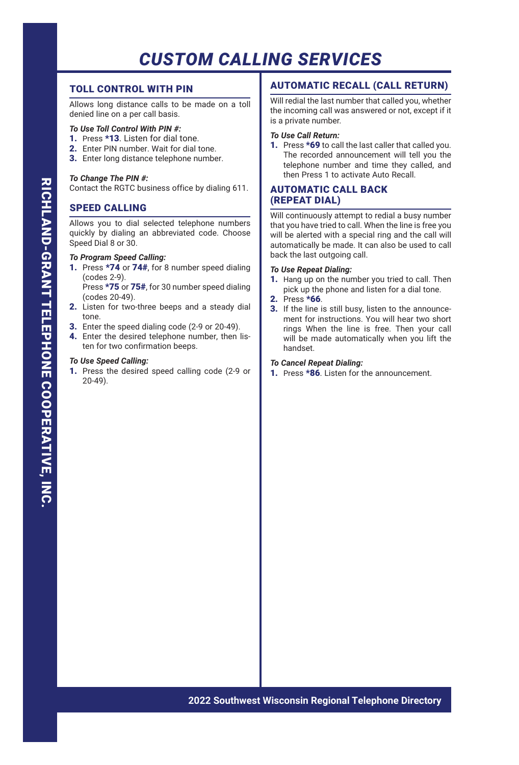# CUSTOM CALLING SERVICES

## TOLL CONTROL WITH PIN

Allows long distance calls to be made on a toll denied line on a per call basis.

***To Use Toll Control With PIN #:***

1. Press **\*13**. Listen for dial tone.
2. Enter PIN number. Wait for dial tone.
3. Enter long distance telephone number.

***To Change The PIN #:***

Contact the RGTC business office by dialing 611.

## SPEED CALLING

Allows you to dial selected telephone numbers quickly by dialing an abbreviated code. Choose Speed Dial 8 or 30.

***To Program Speed Calling:***

1. Press **\*74** or **74#**, for 8 number speed dialing (codes 2-9).
   Press **\*75** or **75#**, for 30 number speed dialing (codes 20-49).
2. Listen for two-three beeps and a steady dial tone.
3. Enter the speed dialing code (2-9 or 20-49).
4. Enter the desired telephone number, then listen for two confirmation beeps.

***To Use Speed Calling:***

1. Press the desired speed calling code (2-9 or 20-49).

## AUTOMATIC RECALL (CALL RETURN)

Will redial the last number that called you, whether the incoming call was answered or not, except if it is a private number.

***To Use Call Return:***

1. Press **\*69** to call the last caller that called you. The recorded announcement will tell you the telephone number and time they called, and then Press 1 to activate Auto Recall.

## AUTOMATIC CALL BACK (REPEAT DIAL)

Will continuously attempt to redial a busy number that you have tried to call. When the line is free you will be alerted with a special ring and the call will automatically be made. It can also be used to call back the last outgoing call.

***To Use Repeat Dialing:***

1. Hang up on the number you tried to call. Then pick up the phone and listen for a dial tone.
2. Press **\*66**.
3. If the line is still busy, listen to the announcement for instructions. You will hear two short rings When the line is free. Then your call will be made automatically when you lift the handset.

***To Cancel Repeat Dialing:***

1. Press **\*86**. Listen for the announcement.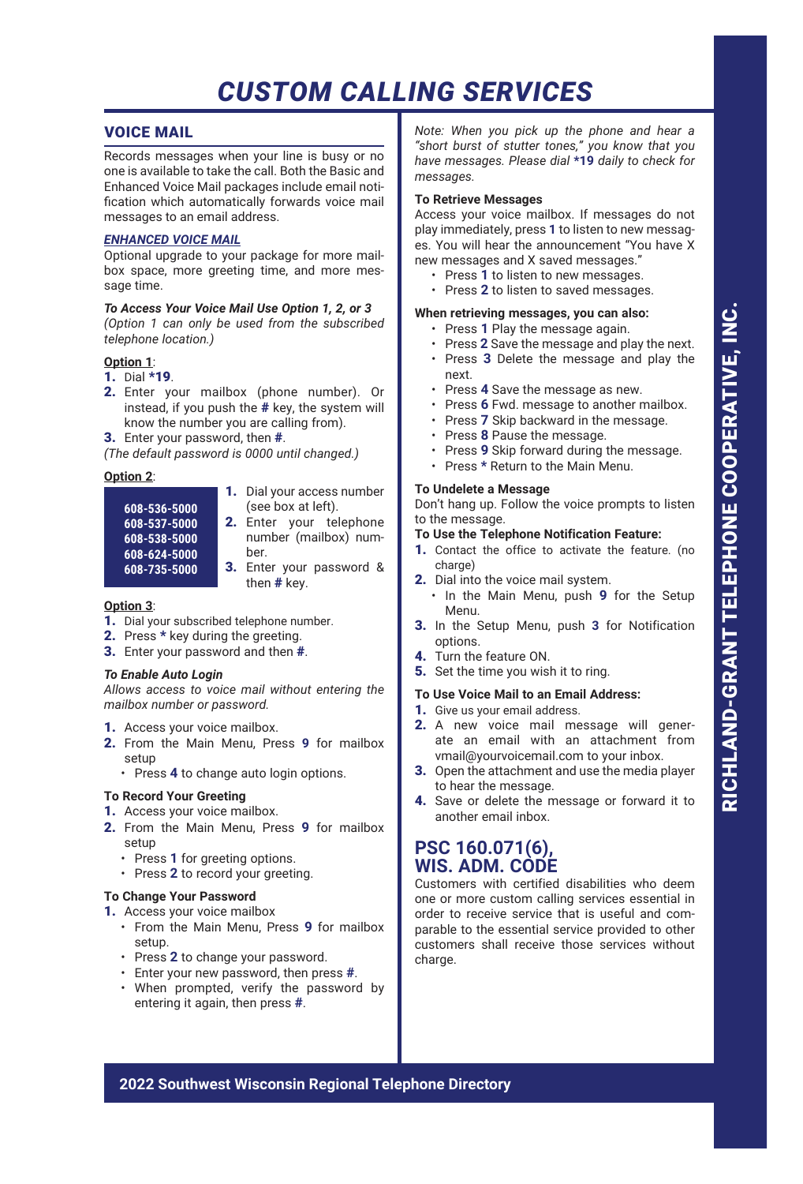# CUSTOM CALLING SERVICES

## VOICE MAIL

Records messages when your line is busy or no one is available to take the call. Both the Basic and Enhanced Voice Mail packages include email notification which automatically forwards voice mail messages to an email address.

### *ENHANCED VOICE MAIL*

Optional upgrade to your package for more mailbox space, more greeting time, and more message time.

***To Access Your Voice Mail Use Option 1, 2, or 3***
*(Option 1 can only be used from the subscribed telephone location.)*

**Option 1**:

1. Dial ***19**.
2. Enter your mailbox (phone number). Or instead, if you push the **#** key, the system will know the number you are calling from).
3. Enter your password, then **#**.

*(The default password is 0000 until changed.)*

**Option 2**:

**608-536-5000**
**608-537-5000**
**608-538-5000**
**608-624-5000**
**608-735-5000**

1. Dial your access number (see box at left).
2. Enter your telephone number (mailbox) number.
3. Enter your password & then **#** key.

**Option 3**:

1. Dial your subscribed telephone number.
2. Press * key during the greeting.
3. Enter your password and then **#**.

***To Enable Auto Login***
*Allows access to voice mail without entering the mailbox number or password.*

1. Access your voice mailbox.
2. From the Main Menu, Press **9** for mailbox setup
   - Press **4** to change auto login options.

**To Record Your Greeting**

1. Access your voice mailbox.
2. From the Main Menu, Press **9** for mailbox setup
   - Press **1** for greeting options.
   - Press **2** to record your greeting.

**To Change Your Password**

1. Access your voice mailbox
   - From the Main Menu, Press **9** for mailbox setup.
   - Press **2** to change your password.
   - Enter your new password, then press **#**.
   - When prompted, verify the password by entering it again, then press **#**.

*Note: When you pick up the phone and hear a "short burst of stutter tones," you know that you have messages. Please dial ***19** daily to check for messages.*

**To Retrieve Messages**
Access your voice mailbox. If messages do not play immediately, press **1** to listen to new messages. You will hear the announcement "You have X new messages and X saved messages."

- Press **1** to listen to new messages.
- Press **2** to listen to saved messages.

**When retrieving messages, you can also:**

- Press **1** Play the message again.
- Press **2** Save the message and play the next.
- Press **3** Delete the message and play the next.
- Press **4** Save the message as new.
- Press **6** Fwd. message to another mailbox.
- Press **7** Skip backward in the message.
- Press **8** Pause the message.
- Press **9** Skip forward during the message.
- Press * Return to the Main Menu.

**To Undelete a Message**
Don't hang up. Follow the voice prompts to listen to the message.

**To Use the Telephone Notification Feature:**

1. Contact the office to activate the feature. (no charge)
2. Dial into the voice mail system.
   - In the Main Menu, push **9** for the Setup Menu.
3. In the Setup Menu, push **3** for Notification options.
4. Turn the feature ON.
5. Set the time you wish it to ring.

**To Use Voice Mail to an Email Address:**

1. Give us your email address.
2. A new voice mail message will generate an email with an attachment from vmail@yourvoicemail.com to your inbox.
3. Open the attachment and use the media player to hear the message.
4. Save or delete the message or forward it to another email inbox.

## PSC 160.071(6), WIS. ADM. CODE

Customers with certified disabilities who deem one or more custom calling services essential in order to receive service that is useful and comparable to the essential service provided to other customers shall receive those services without charge.